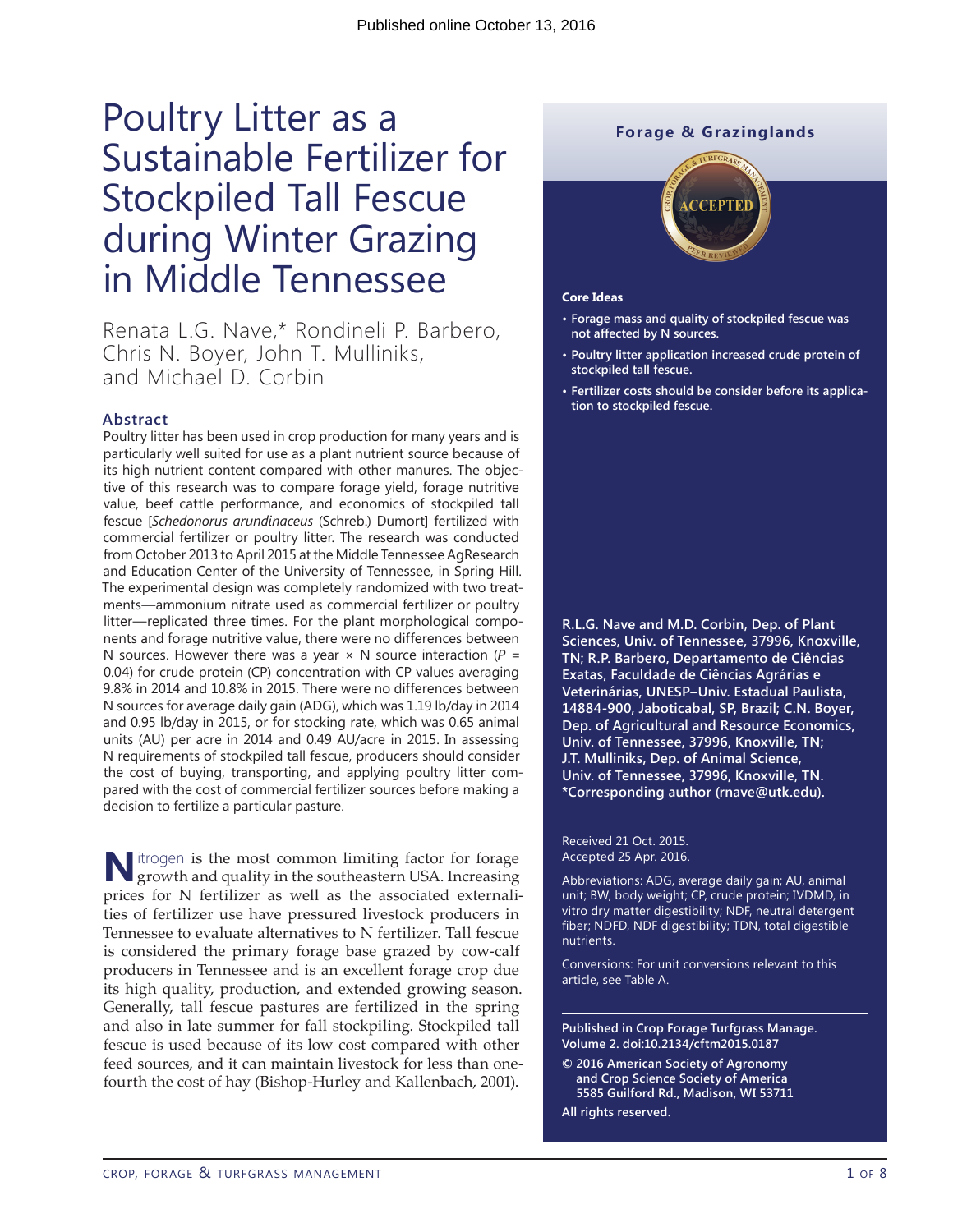Published online October 13, 2016

# Poultry Litter as a Sustainable Fertilizer for Stockpiled Tall Fescue during Winter Grazing in Middle Tennessee

Renata L.G. Nave,* Rondineli P. Barbero, Chris N. Boyer, John T. Mulliniks, and Michael D. Corbin

## Abstract

Poultry litter has been used in crop production for many years and is particularly well suited for use as a plant nutrient source because of its high nutrient content compared with other manures. The objective of this research was to compare forage yield, forage nutritive value, beef cattle performance, and economics of stockpiled tall fescue [*Schedonorus arundinaceus* (Schreb.) Dumort] fertilized with commercial fertilizer or poultry litter. The research was conducted from October 2013 to April 2015 at the Middle Tennessee AgResearch and Education Center of the University of Tennessee, in Spring Hill. The experimental design was completely randomized with two treatments—ammonium nitrate used as commercial fertilizer or poultry litter—replicated three times. For the plant morphological components and forage nutritive value, there were no differences between N sources. However there was a year × N source interaction ($P$ = 0.04) for crude protein (CP) concentration with CP values averaging 9.8% in 2014 and 10.8% in 2015. There were no differences between N sources for average daily gain (ADG), which was 1.19 lb/day in 2014 and 0.95 lb/day in 2015, or for stocking rate, which was 0.65 animal units (AU) per acre in 2014 and 0.49 AU/acre in 2015. In assessing N requirements of stockpiled tall fescue, producers should consider the cost of buying, transporting, and applying poultry litter compared with the cost of commercial fertilizer sources before making a decision to fertilize a particular pasture.

Nitrogen is the most common limiting factor for forage growth and quality in the southeastern USA. Increasing prices for N fertilizer as well as the associated externalities of fertilizer use have pressured livestock producers in Tennessee to evaluate alternatives to N fertilizer. Tall fescue is considered the primary forage base grazed by cow-calf producers in Tennessee and is an excellent forage crop due its high quality, production, and extended growing season. Generally, tall fescue pastures are fertilized in the spring and also in late summer for fall stockpiling. Stockpiled tall fescue is used because of its low cost compared with other feed sources, and it can maintain livestock for less than one-fourth the cost of hay (Bishop-Hurley and Kallenbach, 2001).

---

**Forage & Grazinglands**

ACCEPTED

### Core Ideas

- Forage mass and quality of stockpiled fescue was not affected by N sources.
- Poultry litter application increased crude protein of stockpiled tall fescue.
- Fertilizer costs should be consider before its application to stockpiled fescue.

**R.L.G. Nave and M.D. Corbin, Dep. of Plant Sciences, Univ. of Tennessee, 37996, Knoxville, TN; R.P. Barbero, Departamento de Ciências Exatas, Faculdade de Ciências Agrárias e Veterinárias, UNESP–Univ. Estadual Paulista, 14884-900, Jaboticabal, SP, Brazil; C.N. Boyer, Dep. of Agricultural and Resource Economics, Univ. of Tennessee, 37996, Knoxville, TN; J.T. Mulliniks, Dep. of Animal Science, Univ. of Tennessee, 37996, Knoxville, TN. *Corresponding author (rnave@utk.edu).**

Received 21 Oct. 2015.
Accepted 25 Apr. 2016.

Abbreviations: ADG, average daily gain; AU, animal unit; BW, body weight; CP, crude protein; IVDMD, in vitro dry matter digestibility; NDF, neutral detergent fiber; NDFD, NDF digestibility; TDN, total digestible nutrients.

Conversions: For unit conversions relevant to this article, see Table A.

**Published in Crop Forage Turfgrass Manage. Volume 2. doi:10.2134/cftm2015.0187**

**© 2016 American Society of Agronomy and Crop Science Society of America 5585 Guilford Rd., Madison, WI 53711**

**All rights reserved.**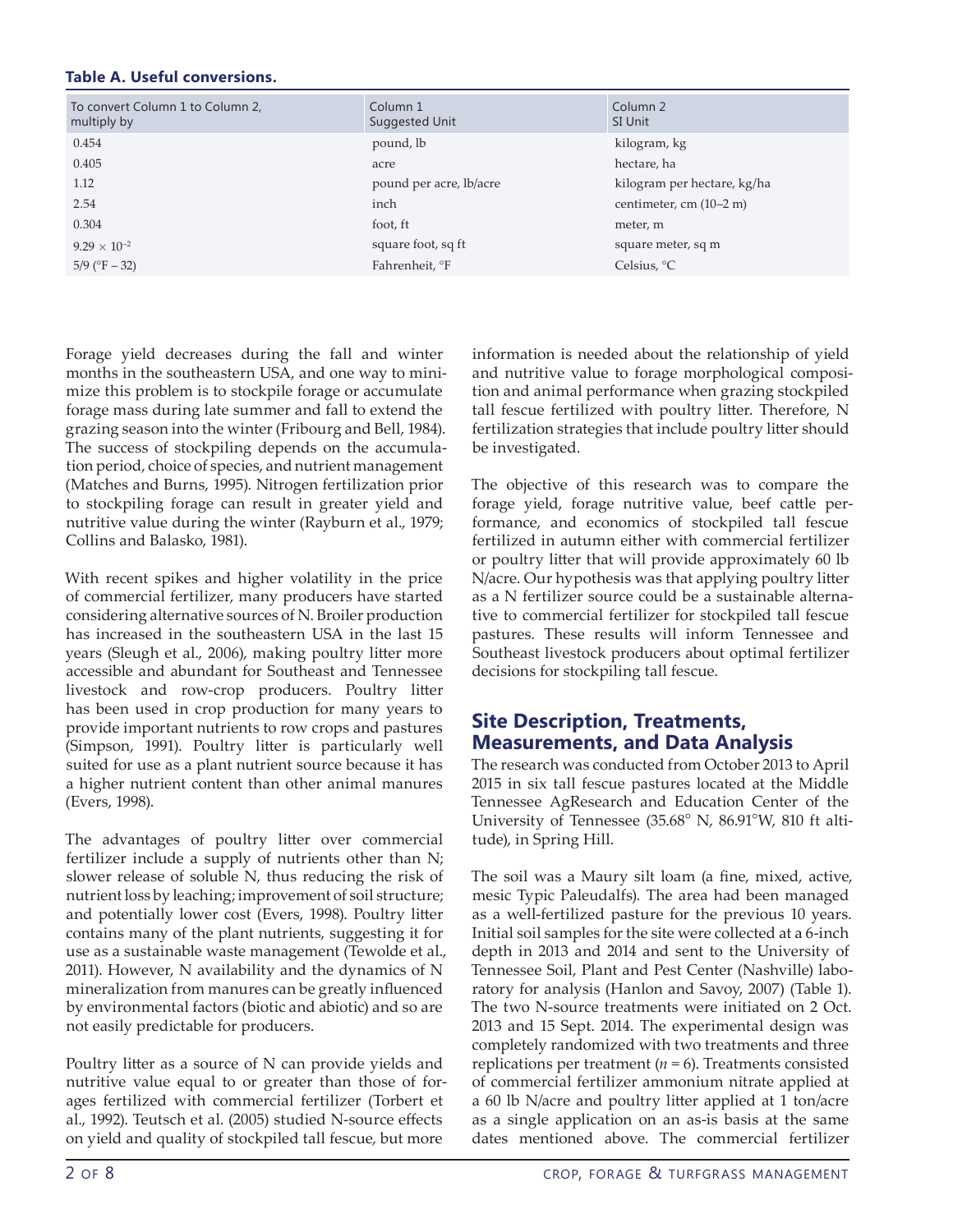**Table A. Useful conversions.**

| To convert Column 1 to Column 2, multiply by | Column 1 Suggested Unit | Column 2 SI Unit |
|---|---|---|
| 0.454 | pound, lb | kilogram, kg |
| 0.405 | acre | hectare, ha |
| 1.12 | pound per acre, lb/acre | kilogram per hectare, kg/ha |
| 2.54 | inch | centimeter, cm (10–2 m) |
| 0.304 | foot, ft | meter, m |
| $9.29 \times 10^{-2}$ | square foot, sq ft | square meter, sq m |
| 5/9 (°F – 32) | Fahrenheit, °F | Celsius, °C |

Forage yield decreases during the fall and winter months in the southeastern USA, and one way to minimize this problem is to stockpile forage or accumulate forage mass during late summer and fall to extend the grazing season into the winter (Fribourg and Bell, 1984). The success of stockpiling depends on the accumulation period, choice of species, and nutrient management (Matches and Burns, 1995). Nitrogen fertilization prior to stockpiling forage can result in greater yield and nutritive value during the winter (Rayburn et al., 1979; Collins and Balasko, 1981).

With recent spikes and higher volatility in the price of commercial fertilizer, many producers have started considering alternative sources of N. Broiler production has increased in the southeastern USA in the last 15 years (Sleugh et al., 2006), making poultry litter more accessible and abundant for Southeast and Tennessee livestock and row-crop producers. Poultry litter has been used in crop production for many years to provide important nutrients to row crops and pastures (Simpson, 1991). Poultry litter is particularly well suited for use as a plant nutrient source because it has a higher nutrient content than other animal manures (Evers, 1998).

The advantages of poultry litter over commercial fertilizer include a supply of nutrients other than N; slower release of soluble N, thus reducing the risk of nutrient loss by leaching; improvement of soil structure; and potentially lower cost (Evers, 1998). Poultry litter contains many of the plant nutrients, suggesting it for use as a sustainable waste management (Tewolde et al., 2011). However, N availability and the dynamics of N mineralization from manures can be greatly influenced by environmental factors (biotic and abiotic) and so are not easily predictable for producers.

Poultry litter as a source of N can provide yields and nutritive value equal to or greater than those of forages fertilized with commercial fertilizer (Torbert et al., 1992). Teutsch et al. (2005) studied N-source effects on yield and quality of stockpiled tall fescue, but more information is needed about the relationship of yield and nutritive value to forage morphological composition and animal performance when grazing stockpiled tall fescue fertilized with poultry litter. Therefore, N fertilization strategies that include poultry litter should be investigated.

The objective of this research was to compare the forage yield, forage nutritive value, beef cattle performance, and economics of stockpiled tall fescue fertilized in autumn either with commercial fertilizer or poultry litter that will provide approximately 60 lb N/acre. Our hypothesis was that applying poultry litter as a N fertilizer source could be a sustainable alternative to commercial fertilizer for stockpiled tall fescue pastures. These results will inform Tennessee and Southeast livestock producers about optimal fertilizer decisions for stockpiling tall fescue.

## Site Description, Treatments, Measurements, and Data Analysis

The research was conducted from October 2013 to April 2015 in six tall fescue pastures located at the Middle Tennessee AgResearch and Education Center of the University of Tennessee (35.68° N, 86.91°W, 810 ft altitude), in Spring Hill.

The soil was a Maury silt loam (a fine, mixed, active, mesic Typic Paleudalfs). The area had been managed as a well-fertilized pasture for the previous 10 years. Initial soil samples for the site were collected at a 6-inch depth in 2013 and 2014 and sent to the University of Tennessee Soil, Plant and Pest Center (Nashville) laboratory for analysis (Hanlon and Savoy, 2007) (Table 1). The two N-source treatments were initiated on 2 Oct. 2013 and 15 Sept. 2014. The experimental design was completely randomized with two treatments and three replications per treatment ($n = 6$). Treatments consisted of commercial fertilizer ammonium nitrate applied at a 60 lb N/acre and poultry litter applied at 1 ton/acre as a single application on an as-is basis at the same dates mentioned above. The commercial fertilizer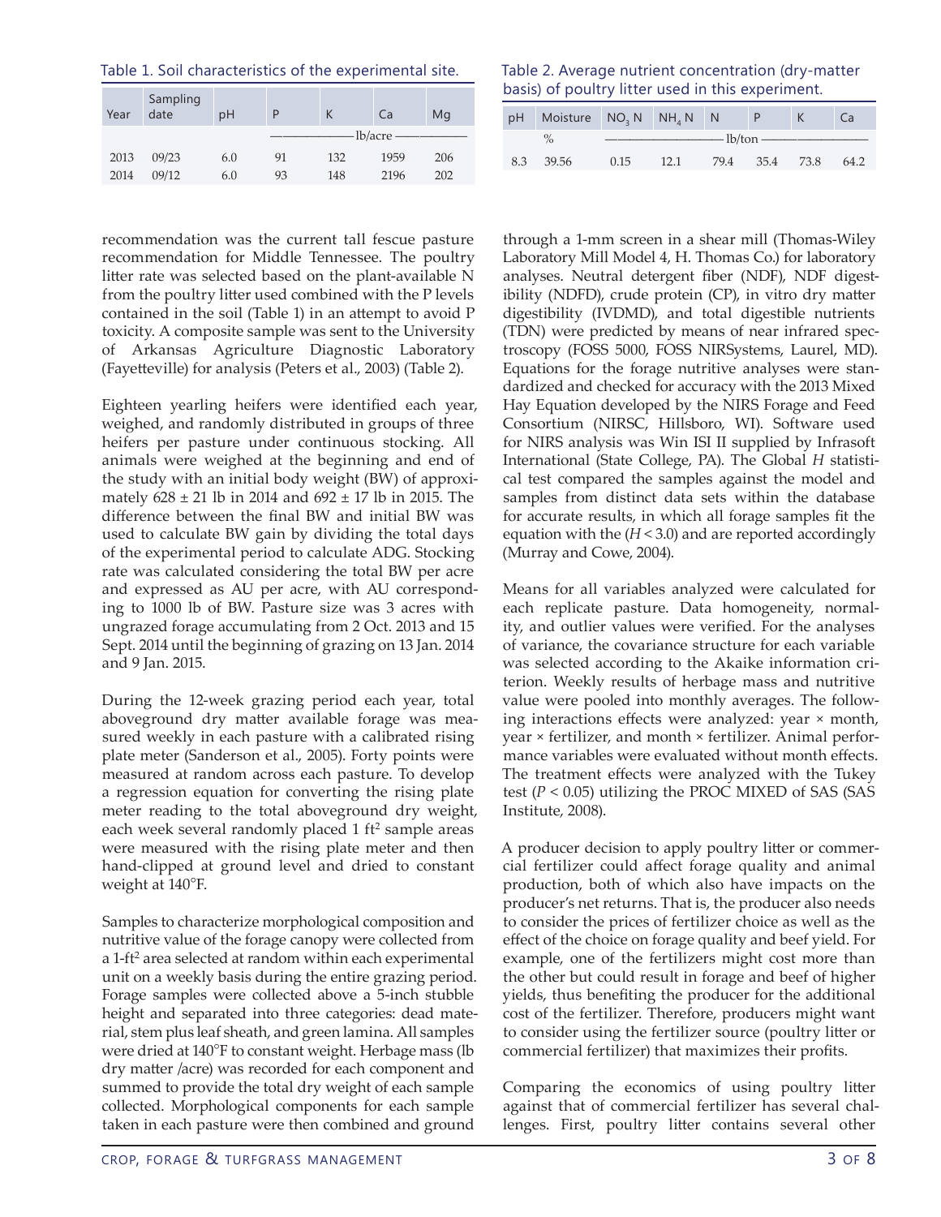Table 1. Soil characteristics of the experimental site.

| Year | Sampling date | pH | P | K | Ca | Mg |
|---|---|---|---|---|---|---|
| | | | lb/acre | | | |
| 2013 | 09/23 | 6.0 | 91 | 132 | 1959 | 206 |
| 2014 | 09/12 | 6.0 | 93 | 148 | 2196 | 202 |

Table 2. Average nutrient concentration (dry-matter basis) of poultry litter used in this experiment.

| pH | Moisture | $NO_3$ N | $NH_4$ N | N | P | K | Ca |
|---|---|---|---|---|---|---|---|
| | % | lb/ton | | | | | |
| 8.3 | 39.56 | 0.15 | 12.1 | 79.4 | 35.4 | 73.8 | 64.2 |

recommendation was the current tall fescue pasture recommendation for Middle Tennessee. The poultry litter rate was selected based on the plant-available N from the poultry litter used combined with the P levels contained in the soil (Table 1) in an attempt to avoid P toxicity. A composite sample was sent to the University of Arkansas Agriculture Diagnostic Laboratory (Fayetteville) for analysis (Peters et al., 2003) (Table 2).

Eighteen yearling heifers were identified each year, weighed, and randomly distributed in groups of three heifers per pasture under continuous stocking. All animals were weighed at the beginning and end of the study with an initial body weight (BW) of approximately 628 ± 21 lb in 2014 and 692 ± 17 lb in 2015. The difference between the final BW and initial BW was used to calculate BW gain by dividing the total days of the experimental period to calculate ADG. Stocking rate was calculated considering the total BW per acre and expressed as AU per acre, with AU corresponding to 1000 lb of BW. Pasture size was 3 acres with ungrazed forage accumulating from 2 Oct. 2013 and 15 Sept. 2014 until the beginning of grazing on 13 Jan. 2014 and 9 Jan. 2015.

During the 12-week grazing period each year, total aboveground dry matter available forage was measured weekly in each pasture with a calibrated rising plate meter (Sanderson et al., 2005). Forty points were measured at random across each pasture. To develop a regression equation for converting the rising plate meter reading to the total aboveground dry weight, each week several randomly placed 1 ft$^2$ sample areas were measured with the rising plate meter and then hand-clipped at ground level and dried to constant weight at 140°F.

Samples to characterize morphological composition and nutritive value of the forage canopy were collected from a 1-ft$^2$ area selected at random within each experimental unit on a weekly basis during the entire grazing period. Forage samples were collected above a 5-inch stubble height and separated into three categories: dead material, stem plus leaf sheath, and green lamina. All samples were dried at 140°F to constant weight. Herbage mass (lb dry matter /acre) was recorded for each component and summed to provide the total dry weight of each sample collected. Morphological components for each sample taken in each pasture were then combined and ground through a 1-mm screen in a shear mill (Thomas-Wiley Laboratory Mill Model 4, H. Thomas Co.) for laboratory analyses. Neutral detergent fiber (NDF), NDF digestibility (NDFD), crude protein (CP), in vitro dry matter digestibility (IVDMD), and total digestible nutrients (TDN) were predicted by means of near infrared spectroscopy (FOSS 5000, FOSS NIRSystems, Laurel, MD). Equations for the forage nutritive analyses were standardized and checked for accuracy with the 2013 Mixed Hay Equation developed by the NIRS Forage and Feed Consortium (NIRSC, Hillsboro, WI). Software used for NIRS analysis was Win ISI II supplied by Infrasoft International (State College, PA). The Global *H* statistical test compared the samples against the model and samples from distinct data sets within the database for accurate results, in which all forage samples fit the equation with the ($H < 3.0$) and are reported accordingly (Murray and Cowe, 2004).

Means for all variables analyzed were calculated for each replicate pasture. Data homogeneity, normality, and outlier values were verified. For the analyses of variance, the covariance structure for each variable was selected according to the Akaike information criterion. Weekly results of herbage mass and nutritive value were pooled into monthly averages. The following interactions effects were analyzed: year × month, year × fertilizer, and month × fertilizer. Animal performance variables were evaluated without month effects. The treatment effects were analyzed with the Tukey test ($P < 0.05$) utilizing the PROC MIXED of SAS (SAS Institute, 2008).

A producer decision to apply poultry litter or commercial fertilizer could affect forage quality and animal production, both of which also have impacts on the producer's net returns. That is, the producer also needs to consider the prices of fertilizer choice as well as the effect of the choice on forage quality and beef yield. For example, one of the fertilizers might cost more than the other but could result in forage and beef of higher yields, thus benefiting the producer for the additional cost of the fertilizer. Therefore, producers might want to consider using the fertilizer source (poultry litter or commercial fertilizer) that maximizes their profits.

Comparing the economics of using poultry litter against that of commercial fertilizer has several challenges. First, poultry litter contains several other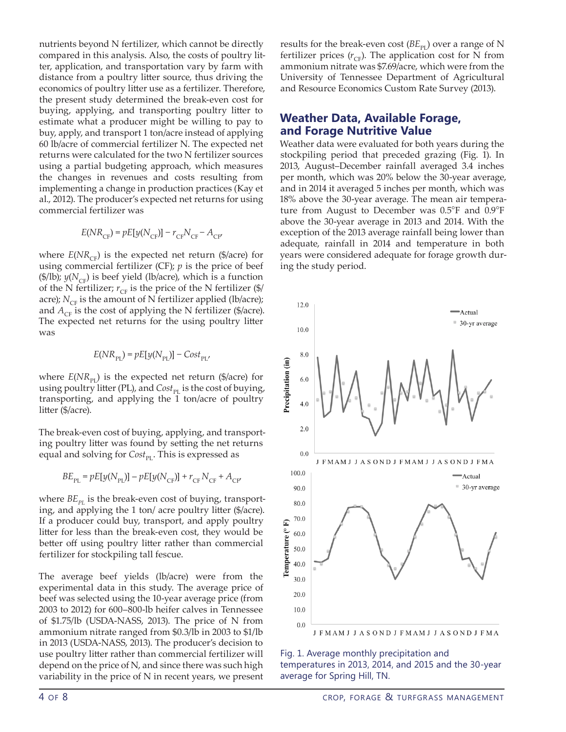nutrients beyond N fertilizer, which cannot be directly compared in this analysis. Also, the costs of poultry litter, application, and transportation vary by farm with distance from a poultry litter source, thus driving the economics of poultry litter use as a fertilizer. Therefore, the present study determined the break-even cost for buying, applying, and transporting poultry litter to estimate what a producer might be willing to pay to buy, apply, and transport 1 ton/acre instead of applying 60 lb/acre of commercial fertilizer N. The expected net returns were calculated for the two N fertilizer sources using a partial budgeting approach, which measures the changes in revenues and costs resulting from implementing a change in production practices (Kay et al., 2012). The producer's expected net returns for using commercial fertilizer was

$$E(NR_{CF}) = pE[y(N_{CF})] - r_{CF}N_{CF} - A_{CF},$$

where $E(NR_{CF})$ is the expected net return (\$/acre) for using commercial fertilizer (CF); $p$ is the price of beef (\$/lb); $y(N_{CF})$ is beef yield (lb/acre), which is a function of the N fertilizer; $r_{CF}$ is the price of the N fertilizer (\$/acre); $N_{CF}$ is the amount of N fertilizer applied (lb/acre); and $A_{CF}$ is the cost of applying the N fertilizer (\$/acre). The expected net returns for the using poultry litter was

$$E(NR_{PL}) = pE[y(N_{PL})] - Cost_{PL},$$

where $E(NR_{PL})$ is the expected net return (\$/acre) for using poultry litter (PL), and $Cost_{PL}$ is the cost of buying, transporting, and applying the 1 ton/acre of poultry litter (\$/acre).

The break-even cost of buying, applying, and transporting poultry litter was found by setting the net returns equal and solving for $Cost_{PL}$. This is expressed as

$$BE_{PL} = pE[y(N_{PL})] - pE[y(N_{CF})] + r_{CF}N_{CF} + A_{CF},$$

where $BE_{PL}$ is the break-even cost of buying, transporting, and applying the 1 ton/ acre poultry litter (\$/acre). If a producer could buy, transport, and apply poultry litter for less than the break-even cost, they would be better off using poultry litter rather than commercial fertilizer for stockpiling tall fescue.

The average beef yields (lb/acre) were from the experimental data in this study. The average price of beef was selected using the 10-year average price (from 2003 to 2012) for 600–800-lb heifer calves in Tennessee of \$1.75/lb (USDA-NASS, 2013). The price of N from ammonium nitrate ranged from \$0.3/lb in 2003 to \$1/lb in 2013 (USDA-NASS, 2013). The producer's decision to use poultry litter rather than commercial fertilizer will depend on the price of N, and since there was such high variability in the price of N in recent years, we present results for the break-even cost ($BE_{PL}$) over a range of N fertilizer prices ($r_{CF}$). The application cost for N from ammonium nitrate was \$7.69/acre, which were from the University of Tennessee Department of Agricultural and Resource Economics Custom Rate Survey (2013).

## Weather Data, Available Forage, and Forage Nutritive Value

Weather data were evaluated for both years during the stockpiling period that preceded grazing (Fig. 1). In 2013, August–December rainfall averaged 3.4 inches per month, which was 20% below the 30-year average, and in 2014 it averaged 5 inches per month, which was 18% above the 30-year average. The mean air temperature from August to December was 0.5°F and 0.9°F above the 30-year average in 2013 and 2014. With the exception of the 2013 average rainfall being lower than adequate, rainfall in 2014 and temperature in both years were considered adequate for forage growth during the study period.

Fig. 1. Average monthly precipitation and temperatures in 2013, 2014, and 2015 and the 30-year average for Spring Hill, TN.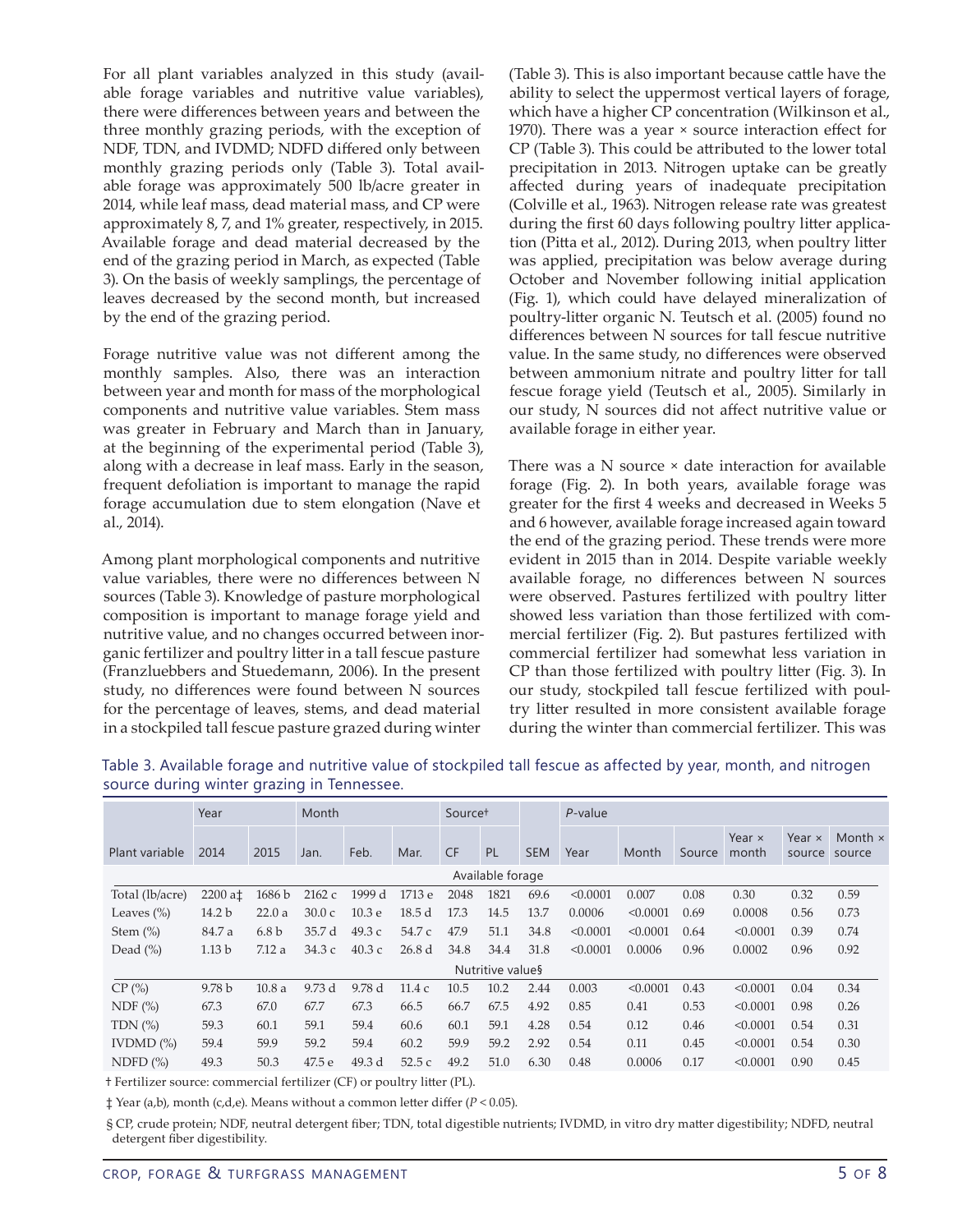For all plant variables analyzed in this study (available forage variables and nutritive value variables), there were differences between years and between the three monthly grazing periods, with the exception of NDF, TDN, and IVDMD; NDFD differed only between monthly grazing periods only (Table 3). Total available forage was approximately 500 lb/acre greater in 2014, while leaf mass, dead material mass, and CP were approximately 8, 7, and 1% greater, respectively, in 2015. Available forage and dead material decreased by the end of the grazing period in March, as expected (Table 3). On the basis of weekly samplings, the percentage of leaves decreased by the second month, but increased by the end of the grazing period.

Forage nutritive value was not different among the monthly samples. Also, there was an interaction between year and month for mass of the morphological components and nutritive value variables. Stem mass was greater in February and March than in January, at the beginning of the experimental period (Table 3), along with a decrease in leaf mass. Early in the season, frequent defoliation is important to manage the rapid forage accumulation due to stem elongation (Nave et al., 2014).

Among plant morphological components and nutritive value variables, there were no differences between N sources (Table 3). Knowledge of pasture morphological composition is important to manage forage yield and nutritive value, and no changes occurred between inorganic fertilizer and poultry litter in a tall fescue pasture (Franzluebbers and Stuedemann, 2006). In the present study, no differences were found between N sources for the percentage of leaves, stems, and dead material in a stockpiled tall fescue pasture grazed during winter (Table 3). This is also important because cattle have the ability to select the uppermost vertical layers of forage, which have a higher CP concentration (Wilkinson et al., 1970). There was a year × source interaction effect for CP (Table 3). This could be attributed to the lower total precipitation in 2013. Nitrogen uptake can be greatly affected during years of inadequate precipitation (Colville et al., 1963). Nitrogen release rate was greatest during the first 60 days following poultry litter application (Pitta et al., 2012). During 2013, when poultry litter was applied, precipitation was below average during October and November following initial application (Fig. 1), which could have delayed mineralization of poultry-litter organic N. Teutsch et al. (2005) found no differences between N sources for tall fescue nutritive value. In the same study, no differences were observed between ammonium nitrate and poultry litter for tall fescue forage yield (Teutsch et al., 2005). Similarly in our study, N sources did not affect nutritive value or available forage in either year.

There was a N source × date interaction for available forage (Fig. 2). In both years, available forage was greater for the first 4 weeks and decreased in Weeks 5 and 6 however, available forage increased again toward the end of the grazing period. These trends were more evident in 2015 than in 2014. Despite variable weekly available forage, no differences between N sources were observed. Pastures fertilized with poultry litter showed less variation than those fertilized with commercial fertilizer (Fig. 2). But pastures fertilized with commercial fertilizer had somewhat less variation in CP than those fertilized with poultry litter (Fig. 3). In our study, stockpiled tall fescue fertilized with poultry litter resulted in more consistent available forage during the winter than commercial fertilizer. This was

Table 3. Available forage and nutritive value of stockpiled tall fescue as affected by year, month, and nitrogen source during winter grazing in Tennessee.

| | Year | | Month | | | Source† | | | *P*-value | | | | | |
|---|---|---|---|---|---|---|---|---|---|---|---|---|---|---|
| Plant variable | 2014 | 2015 | Jan. | Feb. | Mar. | CF | PL | SEM | Year | Month | Source | Year × month | Year × source | Month × source |
| | | | | | | Available forage | | | | | | | | |
| Total (lb/acre) | 2200 a‡ | 1686 b | 2162 c | 1999 d | 1713 e | 2048 | 1821 | 69.6 | <0.0001 | 0.007 | 0.08 | 0.30 | 0.32 | 0.59 |
| Leaves (%) | 14.2 b | 22.0 a | 30.0 c | 10.3 e | 18.5 d | 17.3 | 14.5 | 13.7 | 0.0006 | <0.0001 | 0.69 | 0.0008 | 0.56 | 0.73 |
| Stem (%) | 84.7 a | 6.8 b | 35.7 d | 49.3 c | 54.7 c | 47.9 | 51.1 | 34.8 | <0.0001 | <0.0001 | 0.64 | <0.0001 | 0.39 | 0.74 |
| Dead (%) | 1.13 b | 7.12 a | 34.3 c | 40.3 c | 26.8 d | 34.8 | 34.4 | 31.8 | <0.0001 | 0.0006 | 0.96 | 0.0002 | 0.96 | 0.92 |
| | | | | | | Nutritive value§ | | | | | | | | |
| CP (%) | 9.78 b | 10.8 a | 9.73 d | 9.78 d | 11.4 c | 10.5 | 10.2 | 2.44 | 0.003 | <0.0001 | 0.43 | <0.0001 | 0.04 | 0.34 |
| NDF (%) | 67.3 | 67.0 | 67.7 | 67.3 | 66.5 | 66.7 | 67.5 | 4.92 | 0.85 | 0.41 | 0.53 | <0.0001 | 0.98 | 0.26 |
| TDN (%) | 59.3 | 60.1 | 59.1 | 59.4 | 60.6 | 60.1 | 59.1 | 4.28 | 0.54 | 0.12 | 0.46 | <0.0001 | 0.54 | 0.31 |
| IVDMD (%) | 59.4 | 59.9 | 59.2 | 59.4 | 60.2 | 59.9 | 59.2 | 2.92 | 0.54 | 0.11 | 0.45 | <0.0001 | 0.54 | 0.30 |
| NDFD (%) | 49.3 | 50.3 | 47.5 e | 49.3 d | 52.5 c | 49.2 | 51.0 | 6.30 | 0.48 | 0.0006 | 0.17 | <0.0001 | 0.90 | 0.45 |

† Fertilizer source: commercial fertilizer (CF) or poultry litter (PL).

‡ Year (a,b), month (c,d,e). Means without a common letter differ ($P < 0.05$).

§ CP, crude protein; NDF, neutral detergent fiber; TDN, total digestible nutrients; IVDMD, in vitro dry matter digestibility; NDFD, neutral detergent fiber digestibility.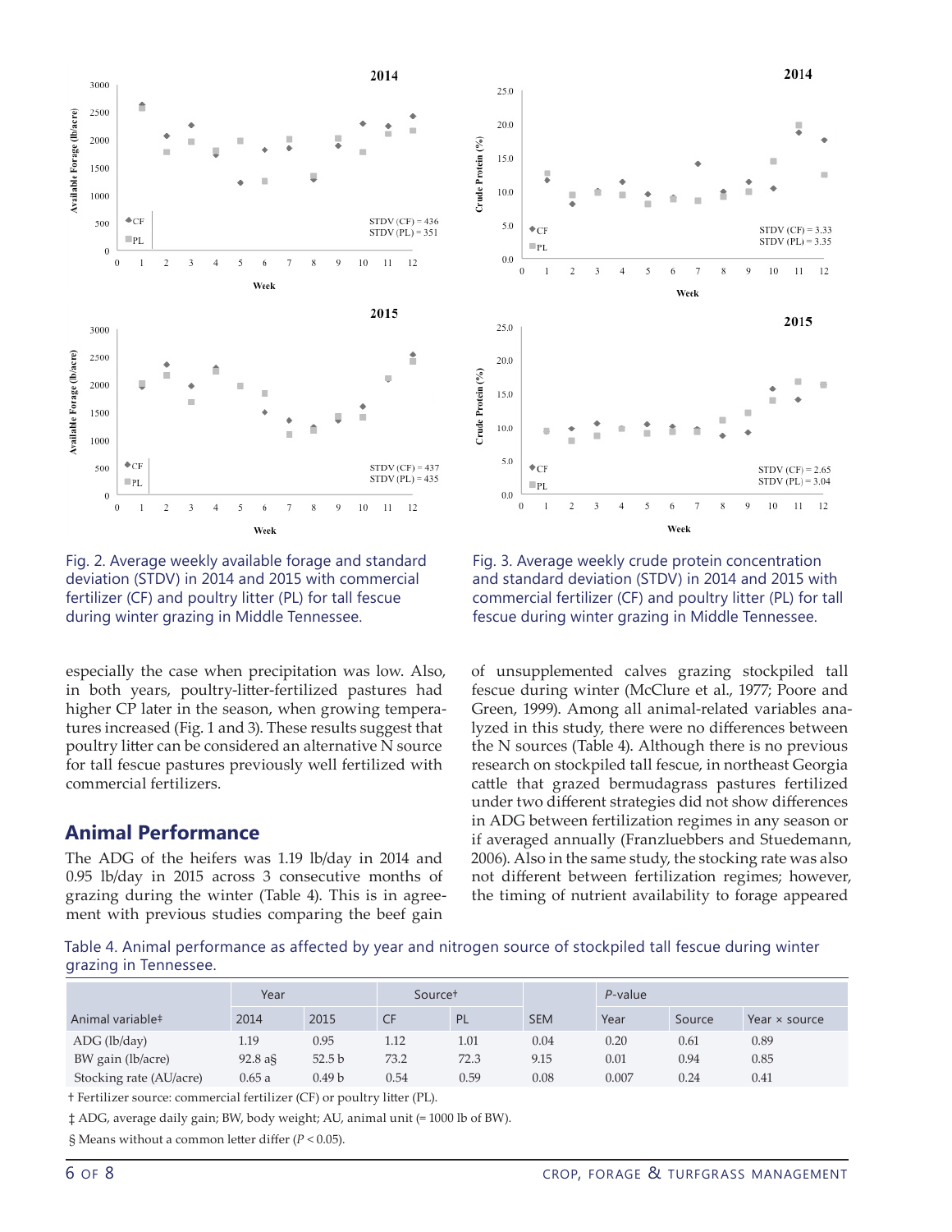Fig. 2. Average weekly available forage and standard deviation (STDV) in 2014 and 2015 with commercial fertilizer (CF) and poultry litter (PL) for tall fescue during winter grazing in Middle Tennessee.

Fig. 3. Average weekly crude protein concentration and standard deviation (STDV) in 2014 and 2015 with commercial fertilizer (CF) and poultry litter (PL) for tall fescue during winter grazing in Middle Tennessee.

especially the case when precipitation was low. Also, in both years, poultry-litter-fertilized pastures had higher CP later in the season, when growing temperatures increased (Fig. 1 and 3). These results suggest that poultry litter can be considered an alternative N source for tall fescue pastures previously well fertilized with commercial fertilizers.

## Animal Performance

The ADG of the heifers was 1.19 lb/day in 2014 and 0.95 lb/day in 2015 across 3 consecutive months of grazing during the winter (Table 4). This is in agreement with previous studies comparing the beef gain of unsupplemented calves grazing stockpiled tall fescue during winter (McClure et al., 1977; Poore and Green, 1999). Among all animal-related variables analyzed in this study, there were no differences between the N sources (Table 4). Although there is no previous research on stockpiled tall fescue, in northeast Georgia cattle that grazed bermudagrass pastures fertilized under two different strategies did not show differences in ADG between fertilization regimes in any season or if averaged annually (Franzluebbers and Stuedemann, 2006). Also in the same study, the stocking rate was also not different between fertilization regimes; however, the timing of nutrient availability to forage appeared

Table 4. Animal performance as affected by year and nitrogen source of stockpiled tall fescue during winter grazing in Tennessee.

| | Year | | Source† | | | *P*-value | | |
|---|---|---|---|---|---|---|---|---|
| Animal variable‡ | 2014 | 2015 | CF | PL | SEM | Year | Source | Year × source |
| ADG (lb/day) | 1.19 | 0.95 | 1.12 | 1.01 | 0.04 | 0.20 | 0.61 | 0.89 |
| BW gain (lb/acre) | 92.8 a§ | 52.5 b | 73.2 | 72.3 | 9.15 | 0.01 | 0.94 | 0.85 |
| Stocking rate (AU/acre) | 0.65 a | 0.49 b | 0.54 | 0.59 | 0.08 | 0.007 | 0.24 | 0.41 |

† Fertilizer source: commercial fertilizer (CF) or poultry litter (PL).

‡ ADG, average daily gain; BW, body weight; AU, animal unit (= 1000 lb of BW).

§ Means without a common letter differ ($P < 0.05$).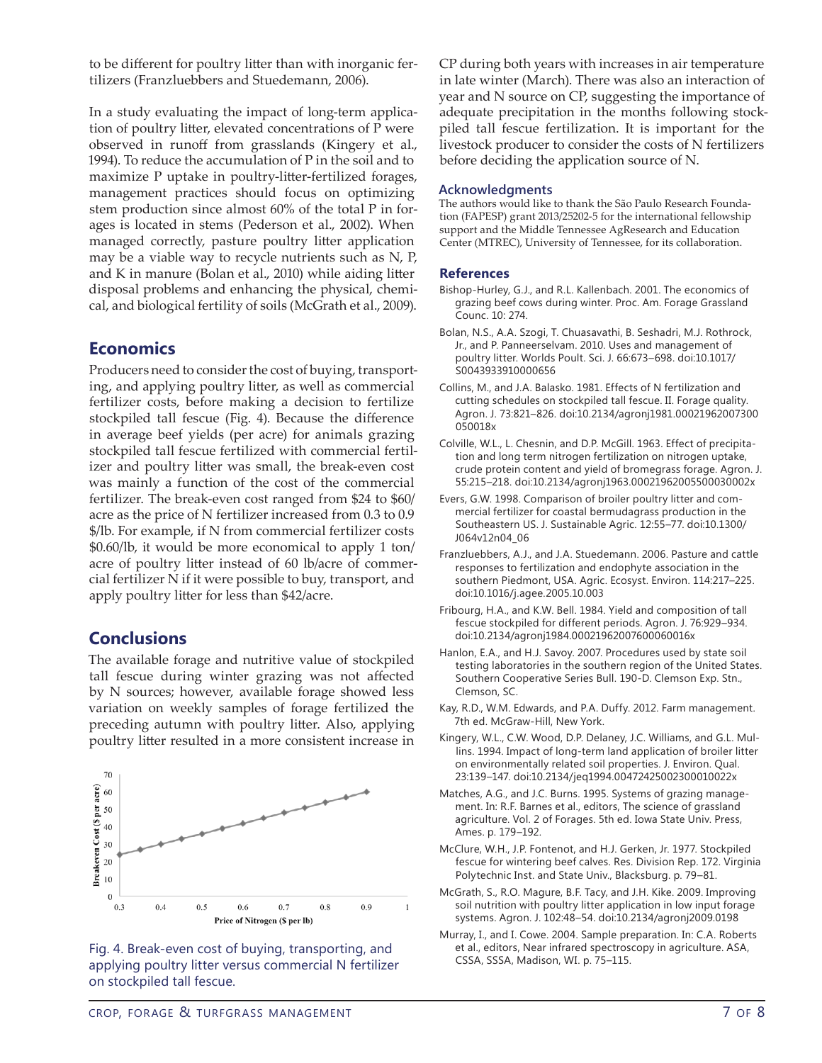to be different for poultry litter than with inorganic fertilizers (Franzluebbers and Stuedemann, 2006).

In a study evaluating the impact of long-term application of poultry litter, elevated concentrations of P were observed in runoff from grasslands (Kingery et al., 1994). To reduce the accumulation of P in the soil and to maximize P uptake in poultry-litter-fertilized forages, management practices should focus on optimizing stem production since almost 60% of the total P in forages is located in stems (Pederson et al., 2002). When managed correctly, pasture poultry litter application may be a viable way to recycle nutrients such as N, P, and K in manure (Bolan et al., 2010) while aiding litter disposal problems and enhancing the physical, chemical, and biological fertility of soils (McGrath et al., 2009).

## Economics

Producers need to consider the cost of buying, transporting, and applying poultry litter, as well as commercial fertilizer costs, before making a decision to fertilize stockpiled tall fescue (Fig. 4). Because the difference in average beef yields (per acre) for animals grazing stockpiled tall fescue fertilized with commercial fertilizer and poultry litter was small, the break-even cost was mainly a function of the cost of the commercial fertilizer. The break-even cost ranged from $24 to $60/acre as the price of N fertilizer increased from 0.3 to 0.9 $/lb. For example, if N from commercial fertilizer costs $0.60/lb, it would be more economical to apply 1 ton/acre of poultry litter instead of 60 lb/acre of commercial fertilizer N if it were possible to buy, transport, and apply poultry litter for less than $42/acre.

## Conclusions

The available forage and nutritive value of stockpiled tall fescue during winter grazing was not affected by N sources; however, available forage showed less variation on weekly samples of forage fertilized the preceding autumn with poultry litter. Also, applying poultry litter resulted in a more consistent increase in CP during both years with increases in air temperature in late winter (March). There was also an interaction of year and N source on CP, suggesting the importance of adequate precipitation in the months following stockpiled tall fescue fertilization. It is important for the livestock producer to consider the costs of N fertilizers before deciding the application source of N.

Fig. 4. Break-even cost of buying, transporting, and applying poultry litter versus commercial N fertilizer on stockpiled tall fescue.

### Acknowledgments

The authors would like to thank the São Paulo Research Foundation (FAPESP) grant 2013/25202-5 for the international fellowship support and the Middle Tennessee AgResearch and Education Center (MTREC), University of Tennessee, for its collaboration.

### References

Bishop-Hurley, G.J., and R.L. Kallenbach. 2001. The economics of grazing beef cows during winter. Proc. Am. Forage Grassland Counc. 10: 274.

Bolan, N.S., A.A. Szogi, T. Chuasavathi, B. Seshadri, M.J. Rothrock, Jr., and P. Panneerselvam. 2010. Uses and management of poultry litter. Worlds Poult. Sci. J. 66:673–698. doi:10.1017/S0043933910000656

Collins, M., and J.A. Balasko. 1981. Effects of N fertilization and cutting schedules on stockpiled tall fescue. II. Forage quality. Agron. J. 73:821–826. doi:10.2134/agronj1981.00021962007300050018x

Colville, W.L., L. Chesnin, and D.P. McGill. 1963. Effect of precipitation and long term nitrogen fertilization on nitrogen uptake, crude protein content and yield of bromegrass forage. Agron. J. 55:215–218. doi:10.2134/agronj1963.00021962005500030002x

Evers, G.W. 1998. Comparison of broiler poultry litter and commercial fertilizer for coastal bermudagrass production in the Southeastern US. J. Sustainable Agric. 12:55–77. doi:10.1300/J064v12n04_06

Franzluebbers, A.J., and J.A. Stuedemann. 2006. Pasture and cattle responses to fertilization and endophyte association in the southern Piedmont, USA. Agric. Ecosyst. Environ. 114:217–225. doi:10.1016/j.agee.2005.10.003

Fribourg, H.A., and K.W. Bell. 1984. Yield and composition of tall fescue stockpiled for different periods. Agron. J. 76:929–934. doi:10.2134/agronj1984.00021962007600060016x

Hanlon, E.A., and H.J. Savoy. 2007. Procedures used by state soil testing laboratories in the southern region of the United States. Southern Cooperative Series Bull. 190-D. Clemson Exp. Stn., Clemson, SC.

Kay, R.D., W.M. Edwards, and P.A. Duffy. 2012. Farm management. 7th ed. McGraw-Hill, New York.

Kingery, W.L., C.W. Wood, D.P. Delaney, J.C. Williams, and G.L. Mullins. 1994. Impact of long-term land application of broiler litter on environmentally related soil properties. J. Environ. Qual. 23:139–147. doi:10.2134/jeq1994.00472425002300010022x

Matches, A.G., and J.C. Burns. 1995. Systems of grazing management. In: R.F. Barnes et al., editors, The science of grassland agriculture. Vol. 2 of Forages. 5th ed. Iowa State Univ. Press, Ames. p. 179–192.

McClure, W.H., J.P. Fontenot, and H.J. Gerken, Jr. 1977. Stockpiled fescue for wintering beef calves. Res. Division Rep. 172. Virginia Polytechnic Inst. and State Univ., Blacksburg. p. 79–81.

McGrath, S., R.O. Magure, B.F. Tacy, and J.H. Kike. 2009. Improving soil nutrition with poultry litter application in low input forage systems. Agron. J. 102:48–54. doi:10.2134/agronj2009.0198

Murray, I., and I. Cowe. 2004. Sample preparation. In: C.A. Roberts et al., editors, Near infrared spectroscopy in agriculture. ASA, CSSA, SSSA, Madison, WI. p. 75–115.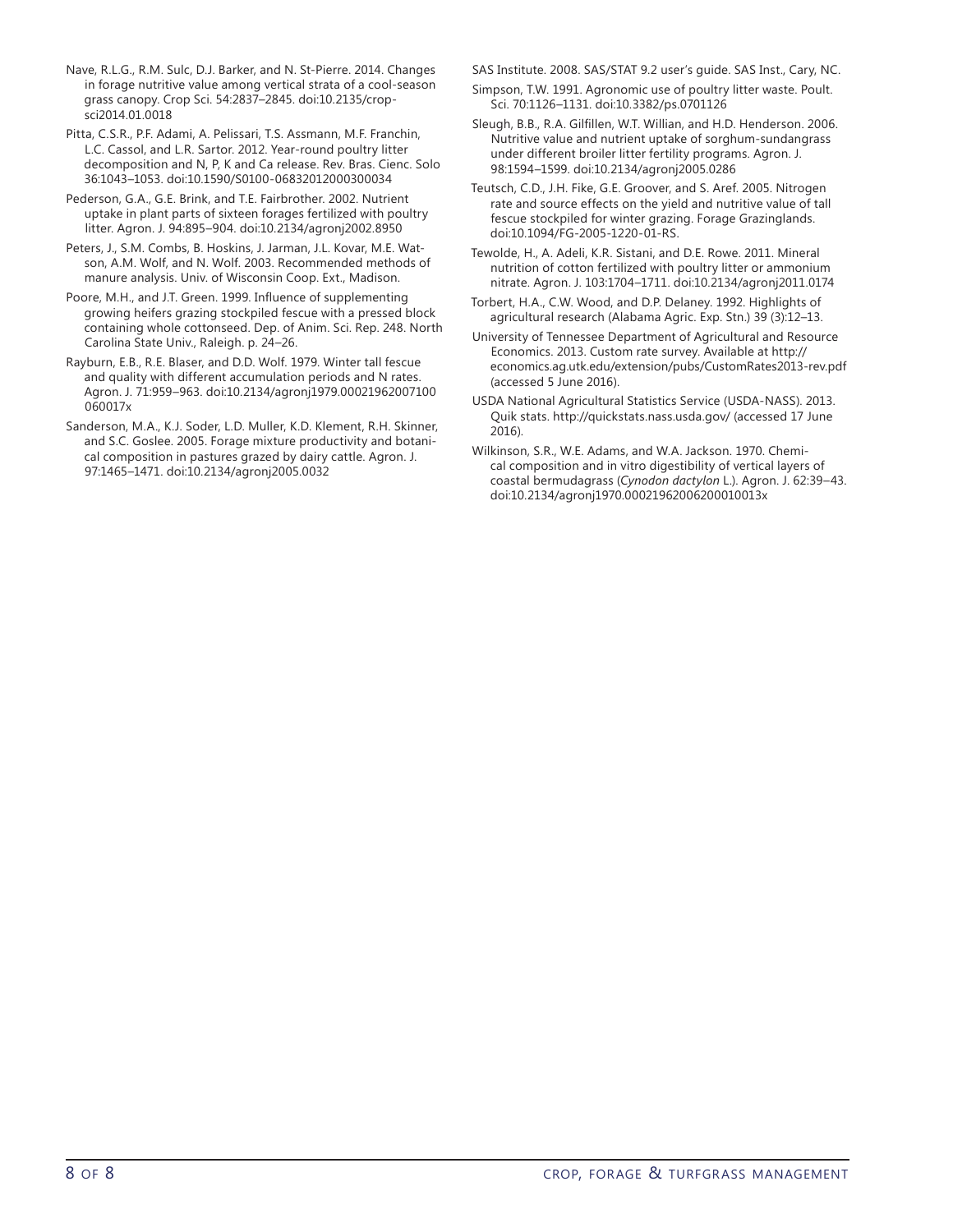Nave, R.L.G., R.M. Sulc, D.J. Barker, and N. St-Pierre. 2014. Changes in forage nutritive value among vertical strata of a cool-season grass canopy. Crop Sci. 54:2837–2845. doi:10.2135/cropsci2014.01.0018

Pitta, C.S.R., P.F. Adami, A. Pelissari, T.S. Assmann, M.F. Franchin, L.C. Cassol, and L.R. Sartor. 2012. Year-round poultry litter decomposition and N, P, K and Ca release. Rev. Bras. Cienc. Solo 36:1043–1053. doi:10.1590/S0100-06832012000300034

Pederson, G.A., G.E. Brink, and T.E. Fairbrother. 2002. Nutrient uptake in plant parts of sixteen forages fertilized with poultry litter. Agron. J. 94:895–904. doi:10.2134/agronj2002.8950

Peters, J., S.M. Combs, B. Hoskins, J. Jarman, J.L. Kovar, M.E. Watson, A.M. Wolf, and N. Wolf. 2003. Recommended methods of manure analysis. Univ. of Wisconsin Coop. Ext., Madison.

Poore, M.H., and J.T. Green. 1999. Influence of supplementing growing heifers grazing stockpiled fescue with a pressed block containing whole cottonseed. Dep. of Anim. Sci. Rep. 248. North Carolina State Univ., Raleigh. p. 24–26.

Rayburn, E.B., R.E. Blaser, and D.D. Wolf. 1979. Winter tall fescue and quality with different accumulation periods and N rates. Agron. J. 71:959–963. doi:10.2134/agronj1979.00021962007100060017x

Sanderson, M.A., K.J. Soder, L.D. Muller, K.D. Klement, R.H. Skinner, and S.C. Goslee. 2005. Forage mixture productivity and botanical composition in pastures grazed by dairy cattle. Agron. J. 97:1465–1471. doi:10.2134/agronj2005.0032

SAS Institute. 2008. SAS/STAT 9.2 user's guide. SAS Inst., Cary, NC.

Simpson, T.W. 1991. Agronomic use of poultry litter waste. Poult. Sci. 70:1126–1131. doi:10.3382/ps.0701126

Sleugh, B.B., R.A. Gilfillen, W.T. Willian, and H.D. Henderson. 2006. Nutritive value and nutrient uptake of sorghum-sundangrass under different broiler litter fertility programs. Agron. J. 98:1594–1599. doi:10.2134/agronj2005.0286

Teutsch, C.D., J.H. Fike, G.E. Groover, and S. Aref. 2005. Nitrogen rate and source effects on the yield and nutritive value of tall fescue stockpiled for winter grazing. Forage Grazinglands. doi:10.1094/FG-2005-1220-01-RS.

Tewolde, H., A. Adeli, K.R. Sistani, and D.E. Rowe. 2011. Mineral nutrition of cotton fertilized with poultry litter or ammonium nitrate. Agron. J. 103:1704–1711. doi:10.2134/agronj2011.0174

Torbert, H.A., C.W. Wood, and D.P. Delaney. 1992. Highlights of agricultural research (Alabama Agric. Exp. Stn.) 39 (3):12–13.

University of Tennessee Department of Agricultural and Resource Economics. 2013. Custom rate survey. Available at http://economics.ag.utk.edu/extension/pubs/CustomRates2013-rev.pdf (accessed 5 June 2016).

USDA National Agricultural Statistics Service (USDA-NASS). 2013. Quik stats. http://quickstats.nass.usda.gov/ (accessed 17 June 2016).

Wilkinson, S.R., W.E. Adams, and W.A. Jackson. 1970. Chemical composition and in vitro digestibility of vertical layers of coastal bermudagrass (*Cynodon dactylon* L.). Agron. J. 62:39–43. doi:10.2134/agronj1970.00021962006200010013x